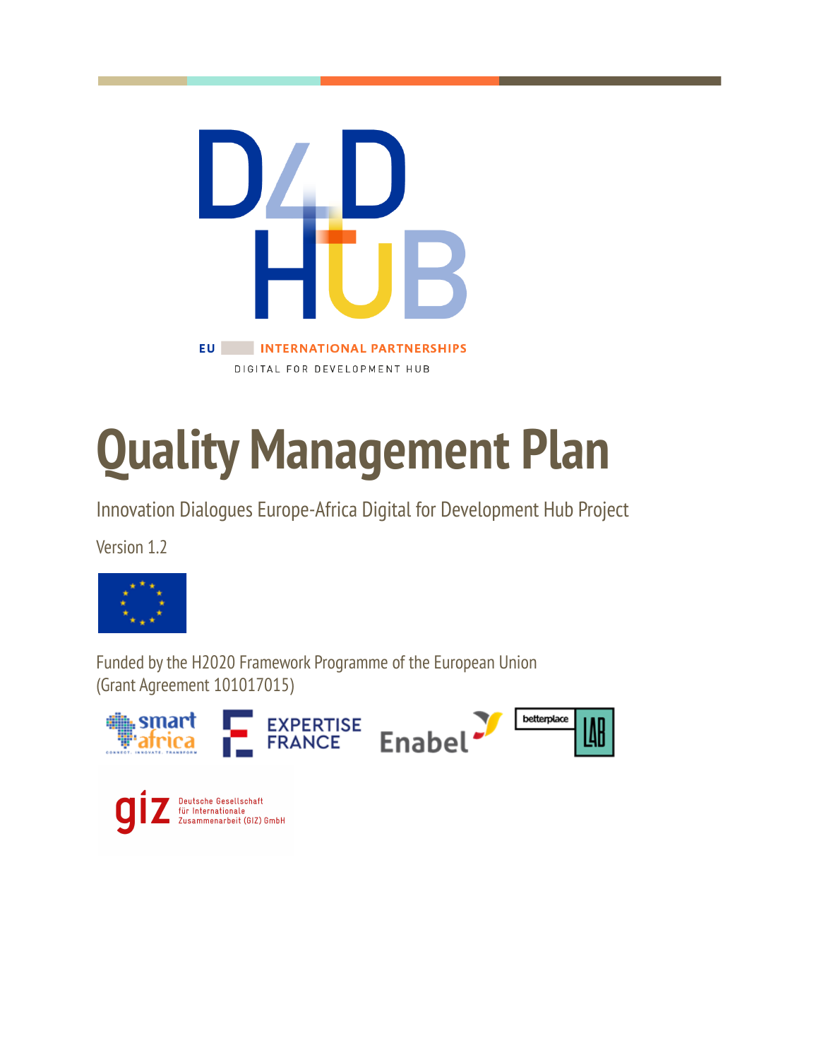D4D HUB

EU INTERNATIONAL PARTNERSHIPS

DIGITAL FOR DEVELOPMENT HUB

# Quality Management Plan

Innovation Dialogues Europe-Africa Digital for Development Hub Project

Version 1.2

Funded by the H2020 Framework Programme of the European Union
(Grant Agreement 101017015)

smart africa EXPERTISE FRANCE Enabel betterplace LAB

giz Deutsche Gesellschaft für Internationale Zusammenarbeit (GIZ) GmbH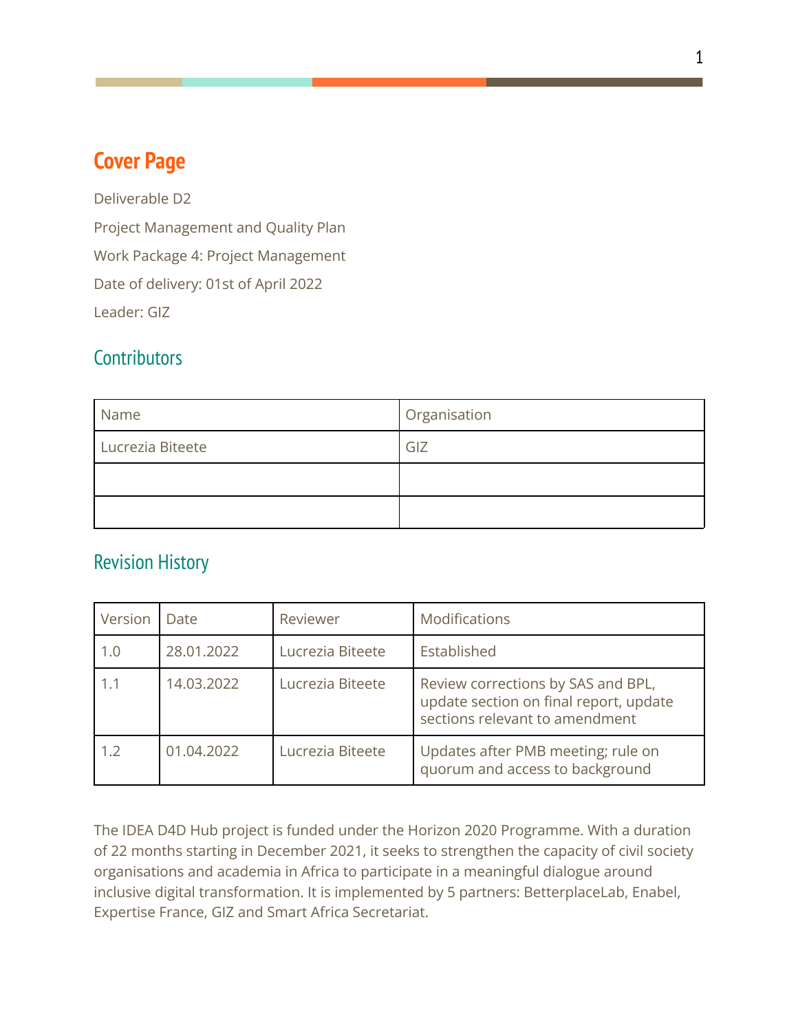# Cover Page

Deliverable D2

Project Management and Quality Plan

Work Package 4: Project Management

Date of delivery: 01st of April 2022

Leader: GIZ

## Contributors

| Name | Organisation |
|---|---|
| Lucrezia Biteete | GIZ |
| | |
| | |

## Revision History

| Version | Date | Reviewer | Modifications |
|---|---|---|---|
| 1.0 | 28.01.2022 | Lucrezia Biteete | Established |
| 1.1 | 14.03.2022 | Lucrezia Biteete | Review corrections by SAS and BPL, update section on final report, update sections relevant to amendment |
| 1.2 | 01.04.2022 | Lucrezia Biteete | Updates after PMB meeting; rule on quorum and access to background |

The IDEA D4D Hub project is funded under the Horizon 2020 Programme. With a duration of 22 months starting in December 2021, it seeks to strengthen the capacity of civil society organisations and academia in Africa to participate in a meaningful dialogue around inclusive digital transformation. It is implemented by 5 partners: BetterplaceLab, Enabel, Expertise France, GIZ and Smart Africa Secretariat.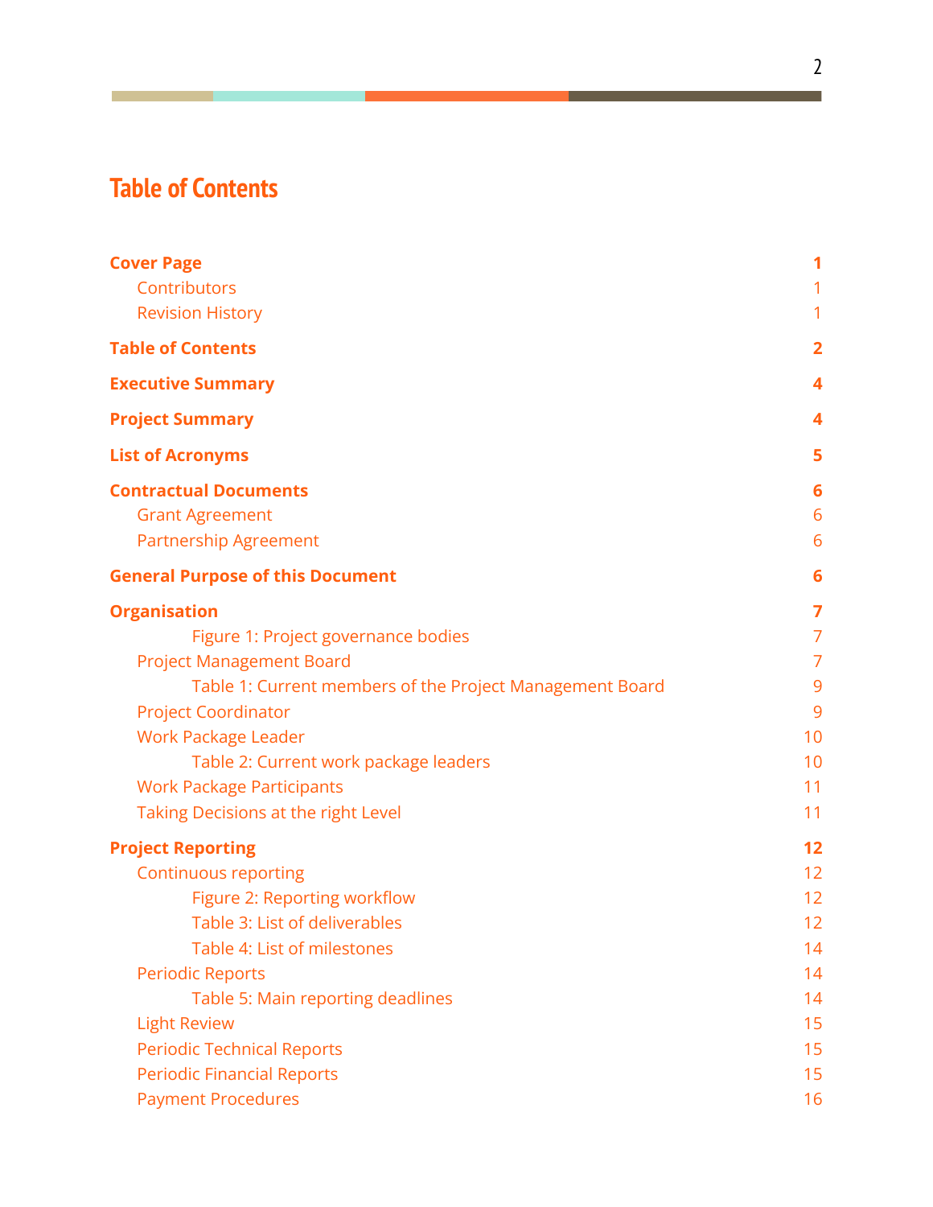# Table of Contents

**Cover Page** 1
- Contributors 1
- Revision History 1

**Table of Contents** 2

**Executive Summary** 4

**Project Summary** 4

**List of Acronyms** 5

**Contractual Documents** 6
- Grant Agreement 6
- Partnership Agreement 6

**General Purpose of this Document** 6

**Organisation** 7
- Figure 1: Project governance bodies 7
- Project Management Board 7
  - Table 1: Current members of the Project Management Board 9
- Project Coordinator 9
- Work Package Leader 10
  - Table 2: Current work package leaders 10
- Work Package Participants 11
- Taking Decisions at the right Level 11

**Project Reporting** 12
- Continuous reporting 12
  - Figure 2: Reporting workflow 12
  - Table 3: List of deliverables 12
  - Table 4: List of milestones 14
- Periodic Reports 14
  - Table 5: Main reporting deadlines 14
- Light Review 15
- Periodic Technical Reports 15
- Periodic Financial Reports 15
- Payment Procedures 16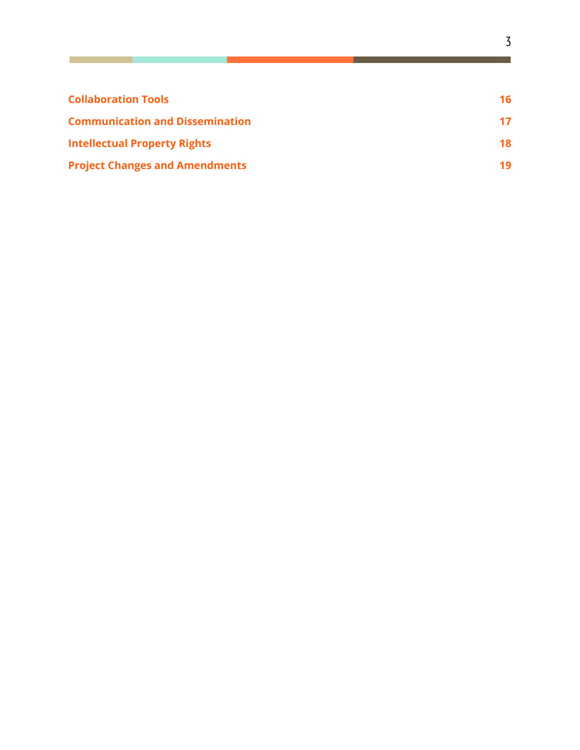| | |
|---|---|
| **Collaboration Tools** | **16** |
| **Communication and Dissemination** | **17** |
| **Intellectual Property Rights** | **18** |
| **Project Changes and Amendments** | **19** |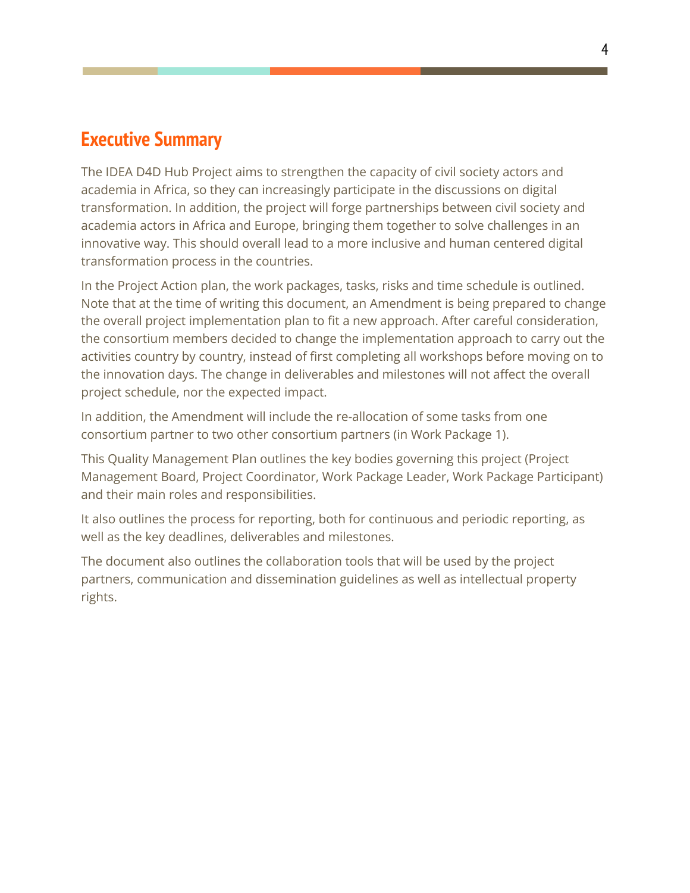# Executive Summary

The IDEA D4D Hub Project aims to strengthen the capacity of civil society actors and academia in Africa, so they can increasingly participate in the discussions on digital transformation. In addition, the project will forge partnerships between civil society and academia actors in Africa and Europe, bringing them together to solve challenges in an innovative way. This should overall lead to a more inclusive and human centered digital transformation process in the countries.

In the Project Action plan, the work packages, tasks, risks and time schedule is outlined. Note that at the time of writing this document, an Amendment is being prepared to change the overall project implementation plan to fit a new approach. After careful consideration, the consortium members decided to change the implementation approach to carry out the activities country by country, instead of first completing all workshops before moving on to the innovation days. The change in deliverables and milestones will not affect the overall project schedule, nor the expected impact.

In addition, the Amendment will include the re-allocation of some tasks from one consortium partner to two other consortium partners (in Work Package 1).

This Quality Management Plan outlines the key bodies governing this project (Project Management Board, Project Coordinator, Work Package Leader, Work Package Participant) and their main roles and responsibilities.

It also outlines the process for reporting, both for continuous and periodic reporting, as well as the key deadlines, deliverables and milestones.

The document also outlines the collaboration tools that will be used by the project partners, communication and dissemination guidelines as well as intellectual property rights.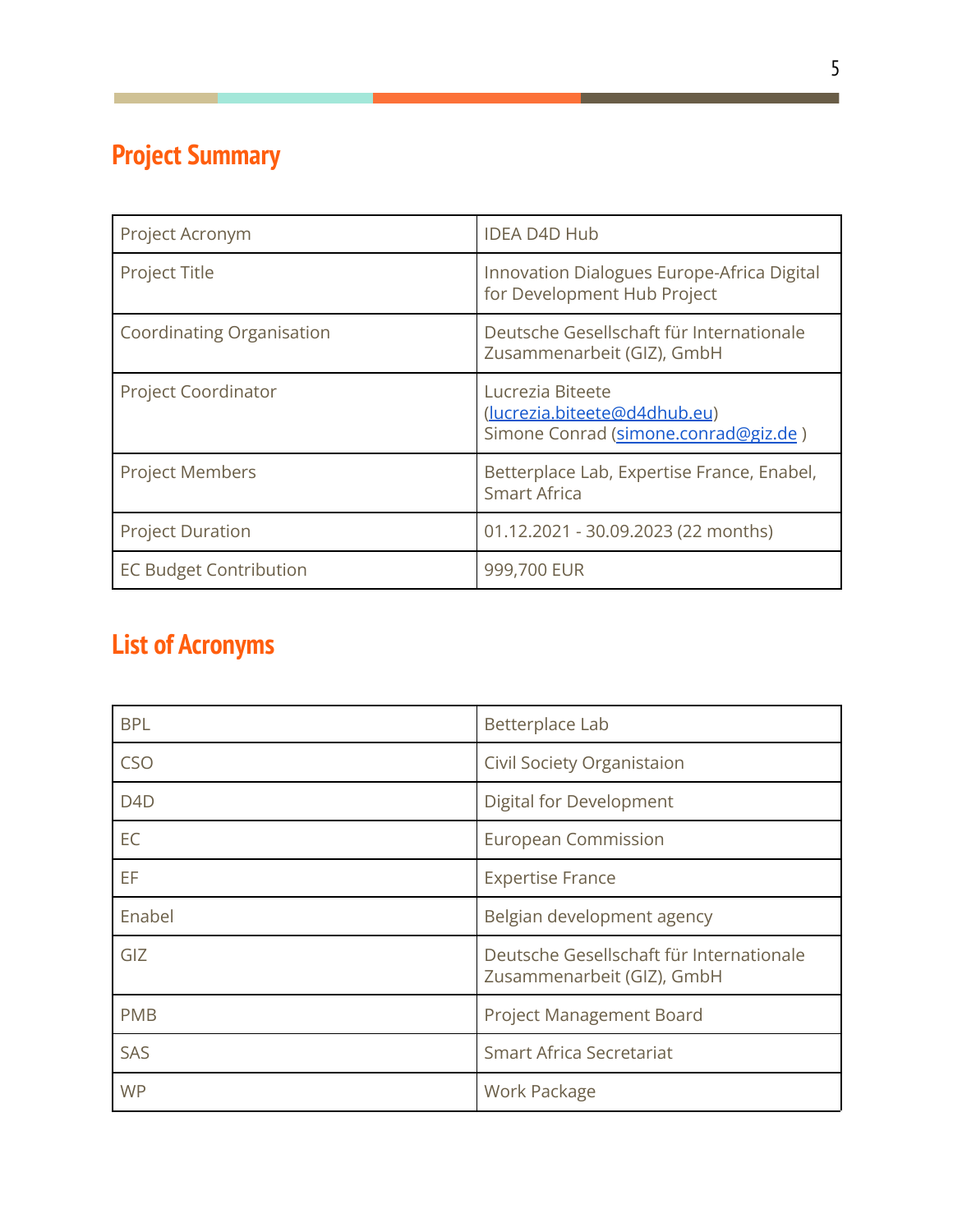## Project Summary

| Project Acronym | IDEA D4D Hub |
|---|---|
| Project Title | Innovation Dialogues Europe-Africa Digital for Development Hub Project |
| Coordinating Organisation | Deutsche Gesellschaft für Internationale Zusammenarbeit (GIZ), GmbH |
| Project Coordinator | Lucrezia Biteete (lucrezia.biteete@d4dhub.eu)<br>Simone Conrad (simone.conrad@giz.de ) |
| Project Members | Betterplace Lab, Expertise France, Enabel, Smart Africa |
| Project Duration | 01.12.2021 - 30.09.2023 (22 months) |
| EC Budget Contribution | 999,700 EUR |

## List of Acronyms

| BPL | Betterplace Lab |
|---|---|
| CSO | Civil Society Organistaion |
| D4D | Digital for Development |
| EC | European Commission |
| EF | Expertise France |
| Enabel | Belgian development agency |
| GIZ | Deutsche Gesellschaft für Internationale Zusammenarbeit (GIZ), GmbH |
| PMB | Project Management Board |
| SAS | Smart Africa Secretariat |
| WP | Work Package |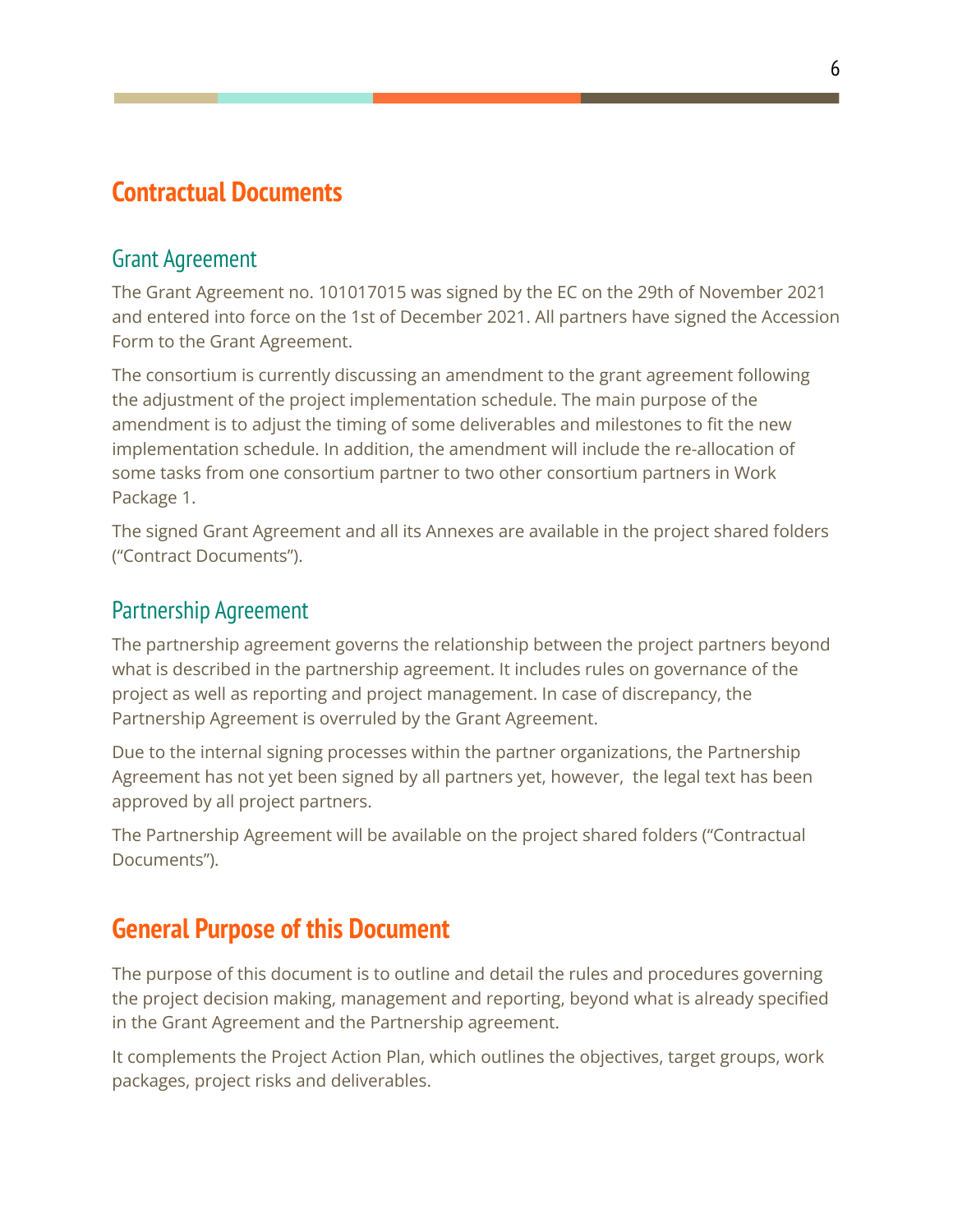# Contractual Documents

## Grant Agreement

The Grant Agreement no. 101017015 was signed by the EC on the 29th of November 2021 and entered into force on the 1st of December 2021. All partners have signed the Accession Form to the Grant Agreement.

The consortium is currently discussing an amendment to the grant agreement following the adjustment of the project implementation schedule. The main purpose of the amendment is to adjust the timing of some deliverables and milestones to fit the new implementation schedule. In addition, the amendment will include the re-allocation of some tasks from one consortium partner to two other consortium partners in Work Package 1.

The signed Grant Agreement and all its Annexes are available in the project shared folders ("Contract Documents").

## Partnership Agreement

The partnership agreement governs the relationship between the project partners beyond what is described in the partnership agreement. It includes rules on governance of the project as well as reporting and project management. In case of discrepancy, the Partnership Agreement is overruled by the Grant Agreement.

Due to the internal signing processes within the partner organizations, the Partnership Agreement has not yet been signed by all partners yet, however, the legal text has been approved by all project partners.

The Partnership Agreement will be available on the project shared folders ("Contractual Documents").

# General Purpose of this Document

The purpose of this document is to outline and detail the rules and procedures governing the project decision making, management and reporting, beyond what is already specified in the Grant Agreement and the Partnership agreement.

It complements the Project Action Plan, which outlines the objectives, target groups, work packages, project risks and deliverables.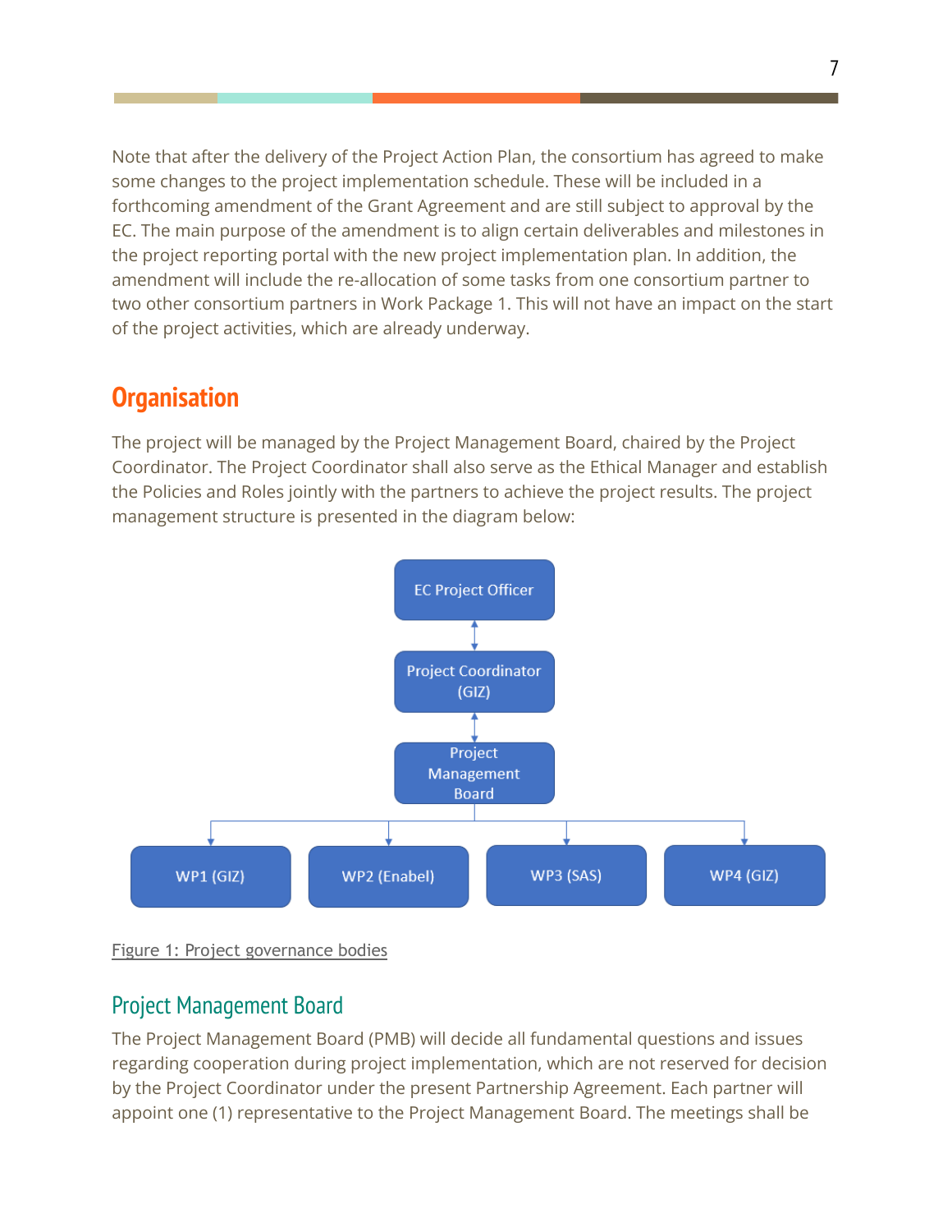Note that after the delivery of the Project Action Plan, the consortium has agreed to make some changes to the project implementation schedule. These will be included in a forthcoming amendment of the Grant Agreement and are still subject to approval by the EC. The main purpose of the amendment is to align certain deliverables and milestones in the project reporting portal with the new project implementation plan. In addition, the amendment will include the re-allocation of some tasks from one consortium partner to two other consortium partners in Work Package 1. This will not have an impact on the start of the project activities, which are already underway.

## Organisation

The project will be managed by the Project Management Board, chaired by the Project Coordinator. The Project Coordinator shall also serve as the Ethical Manager and establish the Policies and Roles jointly with the partners to achieve the project results. The project management structure is presented in the diagram below:

EC Project Officer

Project Coordinator (GIZ)

Project Management Board

WP1 (GIZ) | WP2 (Enabel) | WP3 (SAS) | WP4 (GIZ)

Figure 1: Project governance bodies

### Project Management Board

The Project Management Board (PMB) will decide all fundamental questions and issues regarding cooperation during project implementation, which are not reserved for decision by the Project Coordinator under the present Partnership Agreement. Each partner will appoint one (1) representative to the Project Management Board. The meetings shall be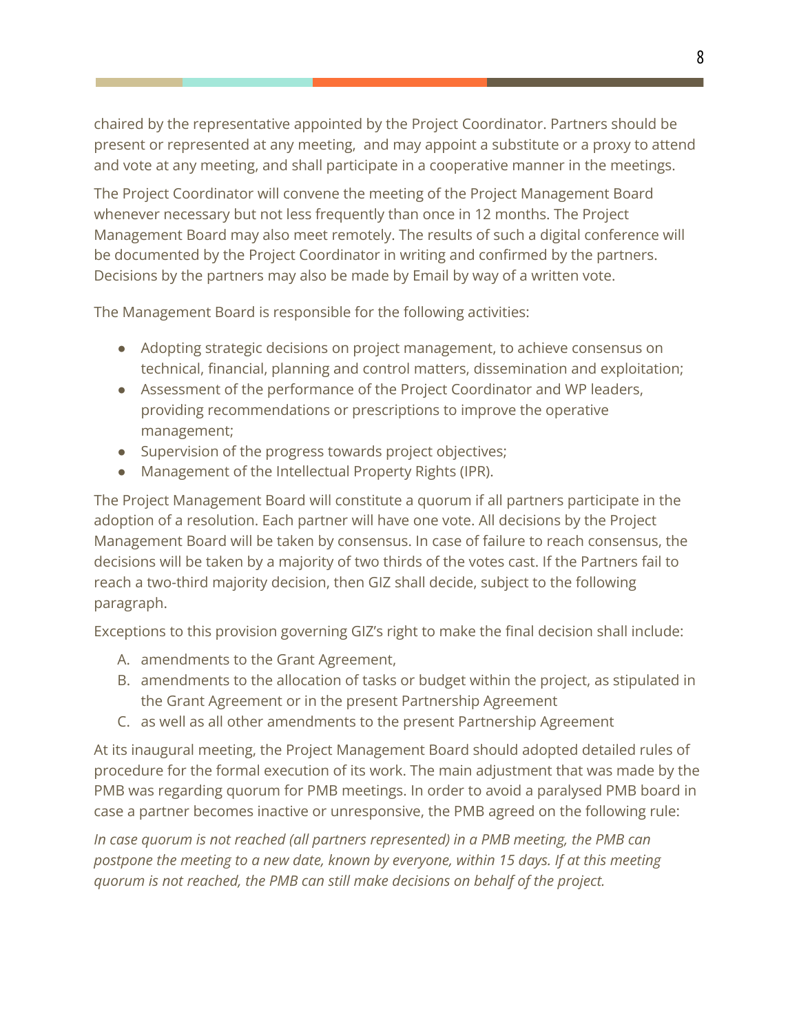chaired by the representative appointed by the Project Coordinator. Partners should be present or represented at any meeting,  and may appoint a substitute or a proxy to attend and vote at any meeting, and shall participate in a cooperative manner in the meetings.

The Project Coordinator will convene the meeting of the Project Management Board whenever necessary but not less frequently than once in 12 months. The Project Management Board may also meet remotely. The results of such a digital conference will be documented by the Project Coordinator in writing and confirmed by the partners. Decisions by the partners may also be made by Email by way of a written vote.

The Management Board is responsible for the following activities:

- Adopting strategic decisions on project management, to achieve consensus on technical, financial, planning and control matters, dissemination and exploitation;
- Assessment of the performance of the Project Coordinator and WP leaders, providing recommendations or prescriptions to improve the operative management;
- Supervision of the progress towards project objectives;
- Management of the Intellectual Property Rights (IPR).

The Project Management Board will constitute a quorum if all partners participate in the adoption of a resolution. Each partner will have one vote. All decisions by the Project Management Board will be taken by consensus. In case of failure to reach consensus, the decisions will be taken by a majority of two thirds of the votes cast. If the Partners fail to reach a two-third majority decision, then GIZ shall decide, subject to the following paragraph.

Exceptions to this provision governing GIZ's right to make the final decision shall include:

A. amendments to the Grant Agreement,
B. amendments to the allocation of tasks or budget within the project, as stipulated in the Grant Agreement or in the present Partnership Agreement
C. as well as all other amendments to the present Partnership Agreement

At its inaugural meeting, the Project Management Board should adopted detailed rules of procedure for the formal execution of its work. The main adjustment that was made by the PMB was regarding quorum for PMB meetings. In order to avoid a paralysed PMB board in case a partner becomes inactive or unresponsive, the PMB agreed on the following rule:

*In case quorum is not reached (all partners represented) in a PMB meeting, the PMB can postpone the meeting to a new date, known by everyone, within 15 days. If at this meeting quorum is not reached, the PMB can still make decisions on behalf of the project.*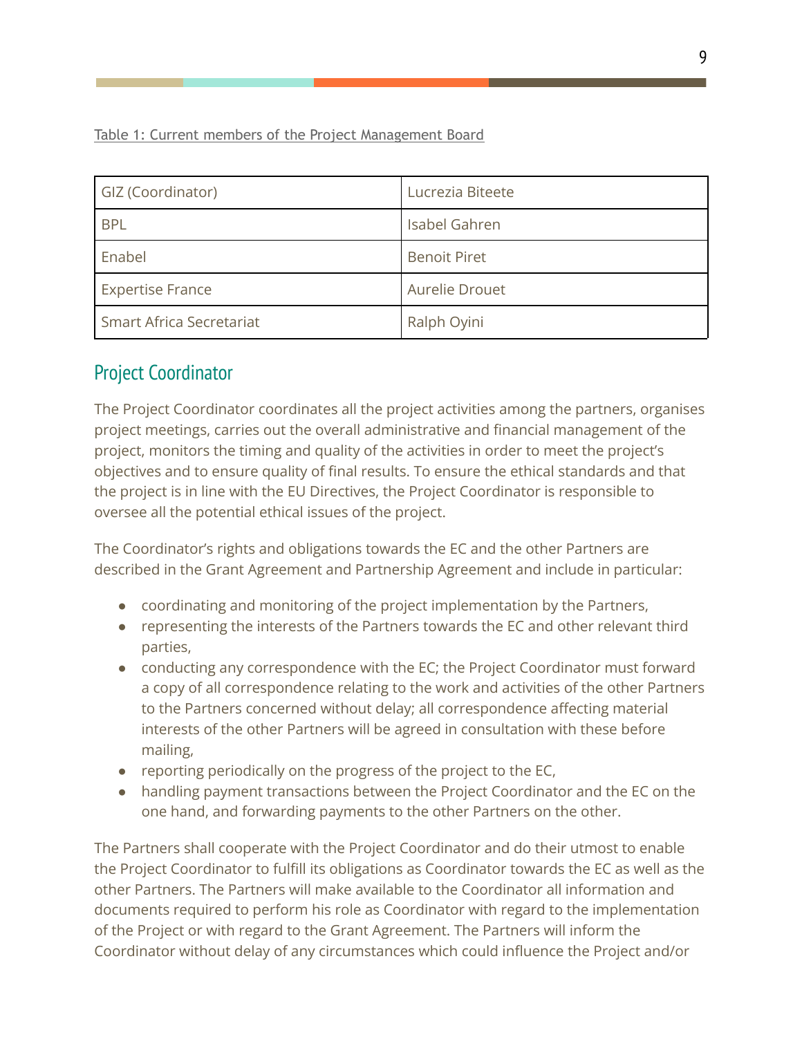Table 1: Current members of the Project Management Board

| GIZ (Coordinator) | Lucrezia Biteete |
| --- | --- |
| BPL | Isabel Gahren |
| Enabel | Benoit Piret |
| Expertise France | Aurelie Drouet |
| Smart Africa Secretariat | Ralph Oyini |

## Project Coordinator

The Project Coordinator coordinates all the project activities among the partners, organises project meetings, carries out the overall administrative and financial management of the project, monitors the timing and quality of the activities in order to meet the project's objectives and to ensure quality of final results. To ensure the ethical standards and that the project is in line with the EU Directives, the Project Coordinator is responsible to oversee all the potential ethical issues of the project.

The Coordinator's rights and obligations towards the EC and the other Partners are described in the Grant Agreement and Partnership Agreement and include in particular:

- coordinating and monitoring of the project implementation by the Partners,
- representing the interests of the Partners towards the EC and other relevant third parties,
- conducting any correspondence with the EC; the Project Coordinator must forward a copy of all correspondence relating to the work and activities of the other Partners to the Partners concerned without delay; all correspondence affecting material interests of the other Partners will be agreed in consultation with these before mailing,
- reporting periodically on the progress of the project to the EC,
- handling payment transactions between the Project Coordinator and the EC on the one hand, and forwarding payments to the other Partners on the other.

The Partners shall cooperate with the Project Coordinator and do their utmost to enable the Project Coordinator to fulfill its obligations as Coordinator towards the EC as well as the other Partners. The Partners will make available to the Coordinator all information and documents required to perform his role as Coordinator with regard to the implementation of the Project or with regard to the Grant Agreement. The Partners will inform the Coordinator without delay of any circumstances which could influence the Project and/or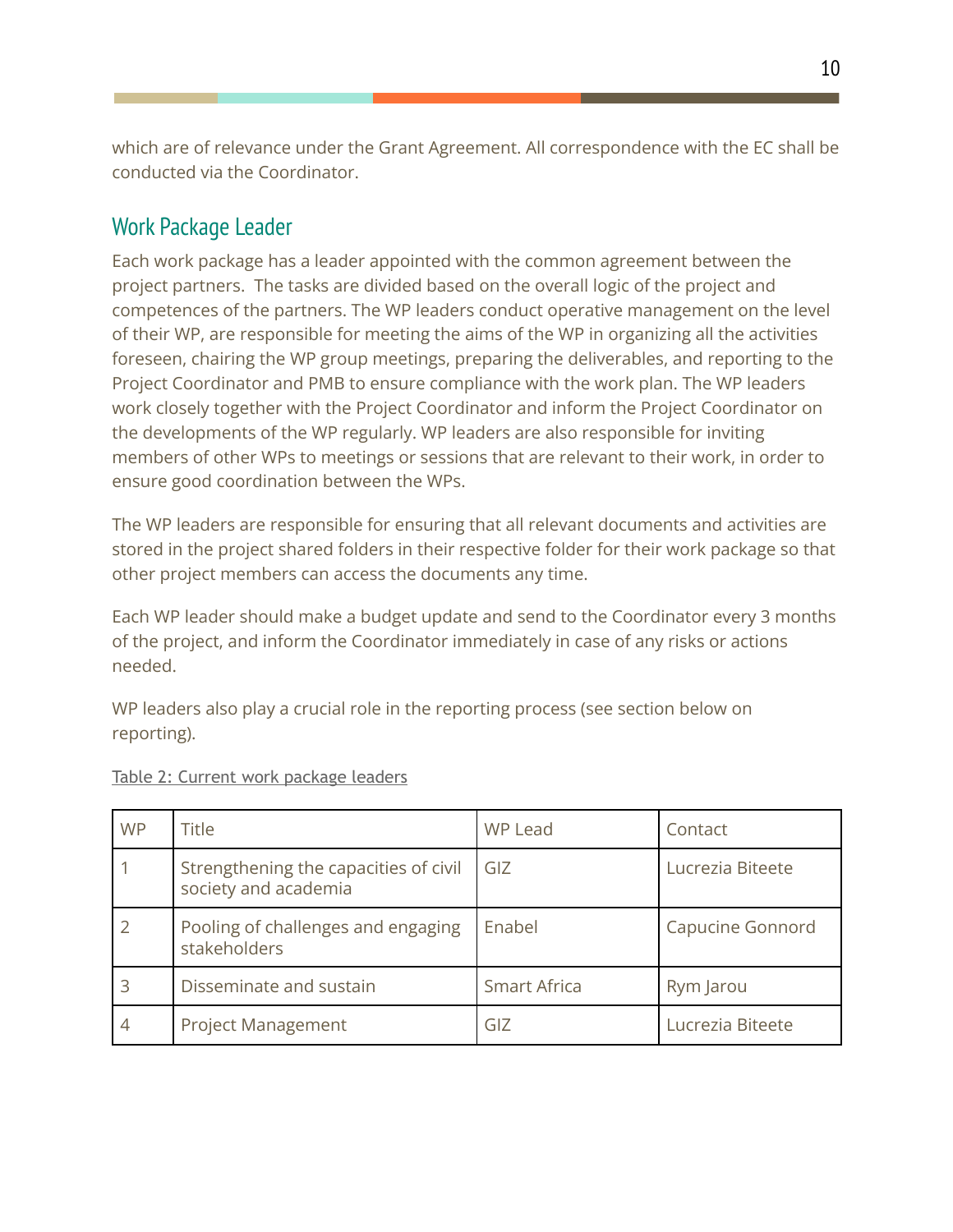which are of relevance under the Grant Agreement. All correspondence with the EC shall be conducted via the Coordinator.

## Work Package Leader

Each work package has a leader appointed with the common agreement between the project partners. The tasks are divided based on the overall logic of the project and competences of the partners. The WP leaders conduct operative management on the level of their WP, are responsible for meeting the aims of the WP in organizing all the activities foreseen, chairing the WP group meetings, preparing the deliverables, and reporting to the Project Coordinator and PMB to ensure compliance with the work plan. The WP leaders work closely together with the Project Coordinator and inform the Project Coordinator on the developments of the WP regularly. WP leaders are also responsible for inviting members of other WPs to meetings or sessions that are relevant to their work, in order to ensure good coordination between the WPs.

The WP leaders are responsible for ensuring that all relevant documents and activities are stored in the project shared folders in their respective folder for their work package so that other project members can access the documents any time.

Each WP leader should make a budget update and send to the Coordinator every 3 months of the project, and inform the Coordinator immediately in case of any risks or actions needed.

WP leaders also play a crucial role in the reporting process (see section below on reporting).

Table 2: Current work package leaders

| WP | Title | WP Lead | Contact |
|---|---|---|---|
| 1 | Strengthening the capacities of civil society and academia | GIZ | Lucrezia Biteete |
| 2 | Pooling of challenges and engaging stakeholders | Enabel | Capucine Gonnord |
| 3 | Disseminate and sustain | Smart Africa | Rym Jarou |
| 4 | Project Management | GIZ | Lucrezia Biteete |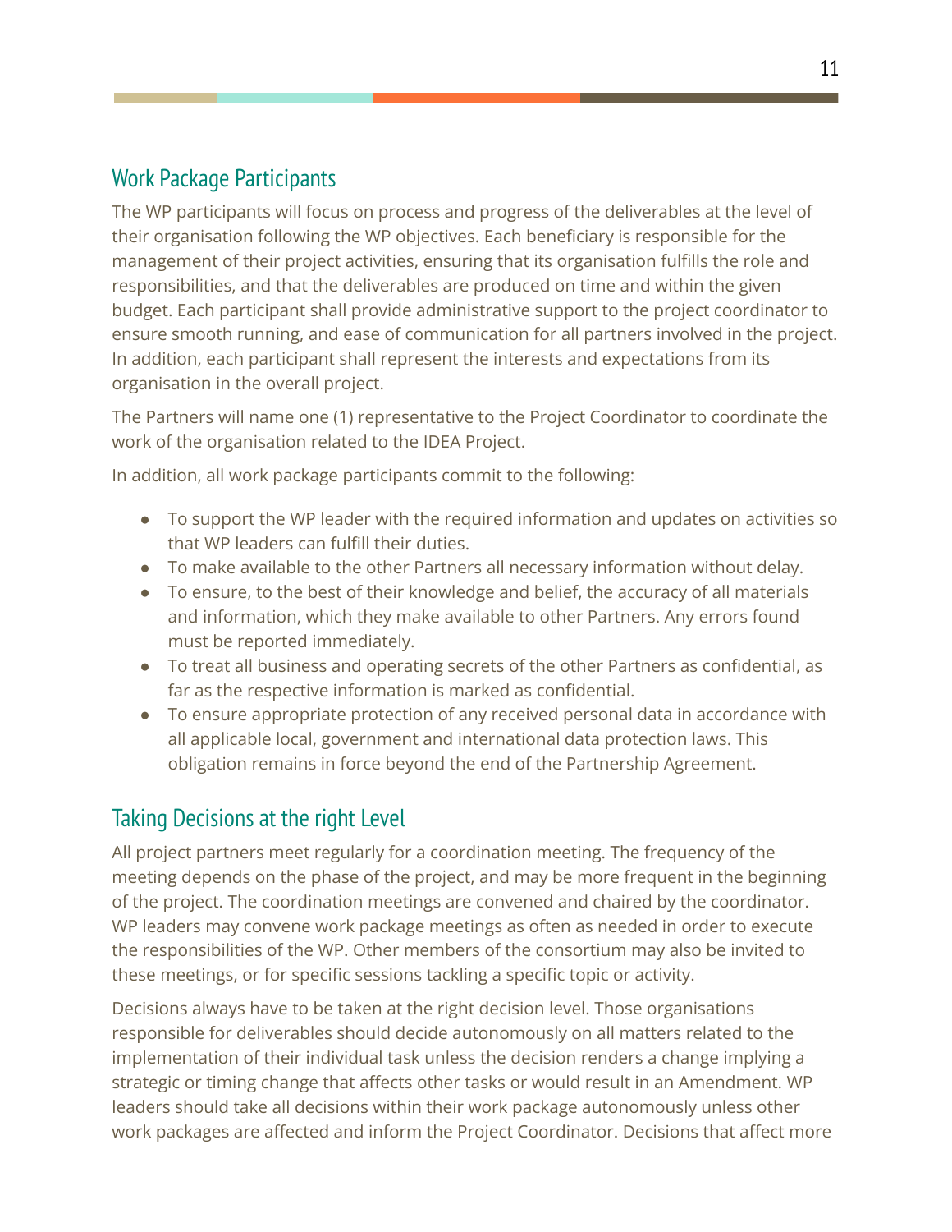## Work Package Participants

The WP participants will focus on process and progress of the deliverables at the level of their organisation following the WP objectives. Each beneficiary is responsible for the management of their project activities, ensuring that its organisation fulfills the role and responsibilities, and that the deliverables are produced on time and within the given budget. Each participant shall provide administrative support to the project coordinator to ensure smooth running, and ease of communication for all partners involved in the project. In addition, each participant shall represent the interests and expectations from its organisation in the overall project.

The Partners will name one (1) representative to the Project Coordinator to coordinate the work of the organisation related to the IDEA Project.

In addition, all work package participants commit to the following:

- To support the WP leader with the required information and updates on activities so that WP leaders can fulfill their duties.
- To make available to the other Partners all necessary information without delay.
- To ensure, to the best of their knowledge and belief, the accuracy of all materials and information, which they make available to other Partners. Any errors found must be reported immediately.
- To treat all business and operating secrets of the other Partners as confidential, as far as the respective information is marked as confidential.
- To ensure appropriate protection of any received personal data in accordance with all applicable local, government and international data protection laws. This obligation remains in force beyond the end of the Partnership Agreement.

## Taking Decisions at the right Level

All project partners meet regularly for a coordination meeting. The frequency of the meeting depends on the phase of the project, and may be more frequent in the beginning of the project. The coordination meetings are convened and chaired by the coordinator. WP leaders may convene work package meetings as often as needed in order to execute the responsibilities of the WP. Other members of the consortium may also be invited to these meetings, or for specific sessions tackling a specific topic or activity.

Decisions always have to be taken at the right decision level. Those organisations responsible for deliverables should decide autonomously on all matters related to the implementation of their individual task unless the decision renders a change implying a strategic or timing change that affects other tasks or would result in an Amendment. WP leaders should take all decisions within their work package autonomously unless other work packages are affected and inform the Project Coordinator. Decisions that affect more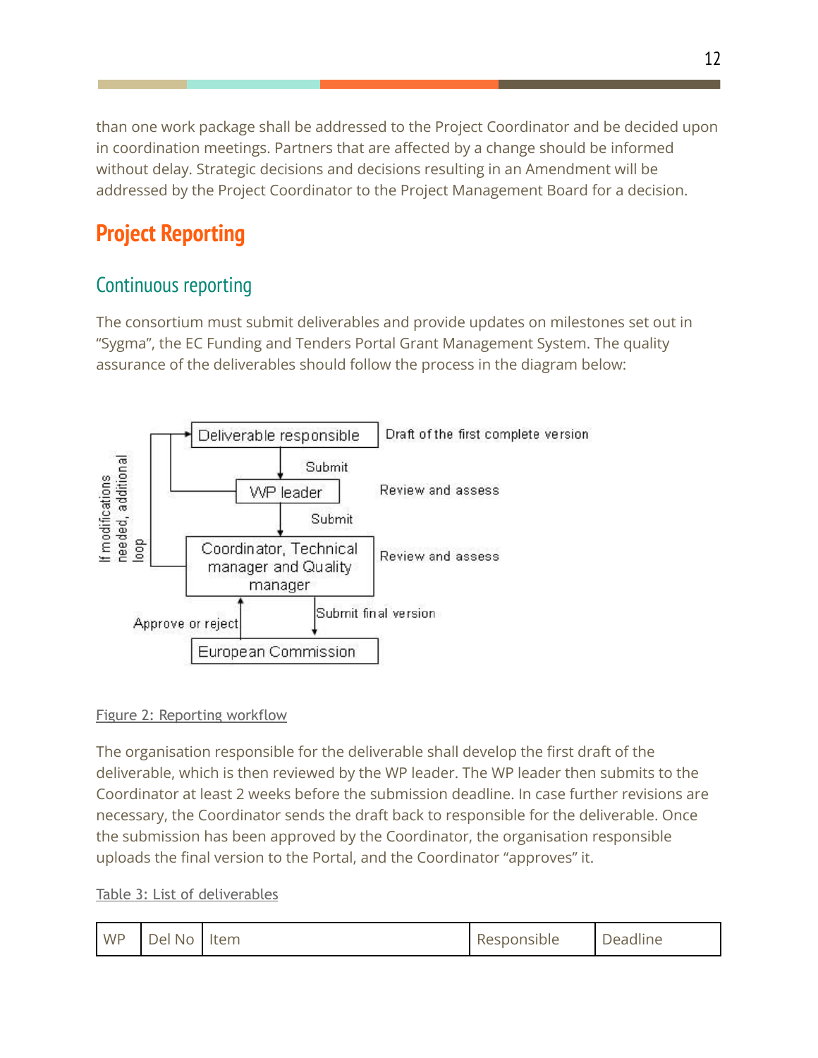than one work package shall be addressed to the Project Coordinator and be decided upon in coordination meetings. Partners that are affected by a change should be informed without delay. Strategic decisions and decisions resulting in an Amendment will be addressed by the Project Coordinator to the Project Management Board for a decision.

# Project Reporting

## Continuous reporting

The consortium must submit deliverables and provide updates on milestones set out in "Sygma", the EC Funding and Tenders Portal Grant Management System. The quality assurance of the deliverables should follow the process in the diagram below:

Deliverable responsible — Draft of the first complete version

Submit

WP leader — Review and assess

Submit

Coordinator, Technical manager and Quality manager — Review and assess

Submit final version

European Commission

Approve or reject

If modifications needed, additional loop

Figure 2: Reporting workflow

The organisation responsible for the deliverable shall develop the first draft of the deliverable, which is then reviewed by the WP leader. The WP leader then submits to the Coordinator at least 2 weeks before the submission deadline. In case further revisions are necessary, the Coordinator sends the draft back to responsible for the deliverable. Once the submission has been approved by the Coordinator, the organisation responsible uploads the final version to the Portal, and the Coordinator "approves" it.

Table 3: List of deliverables

| WP | Del No | Item | Responsible | Deadline |
|---|---|---|---|---|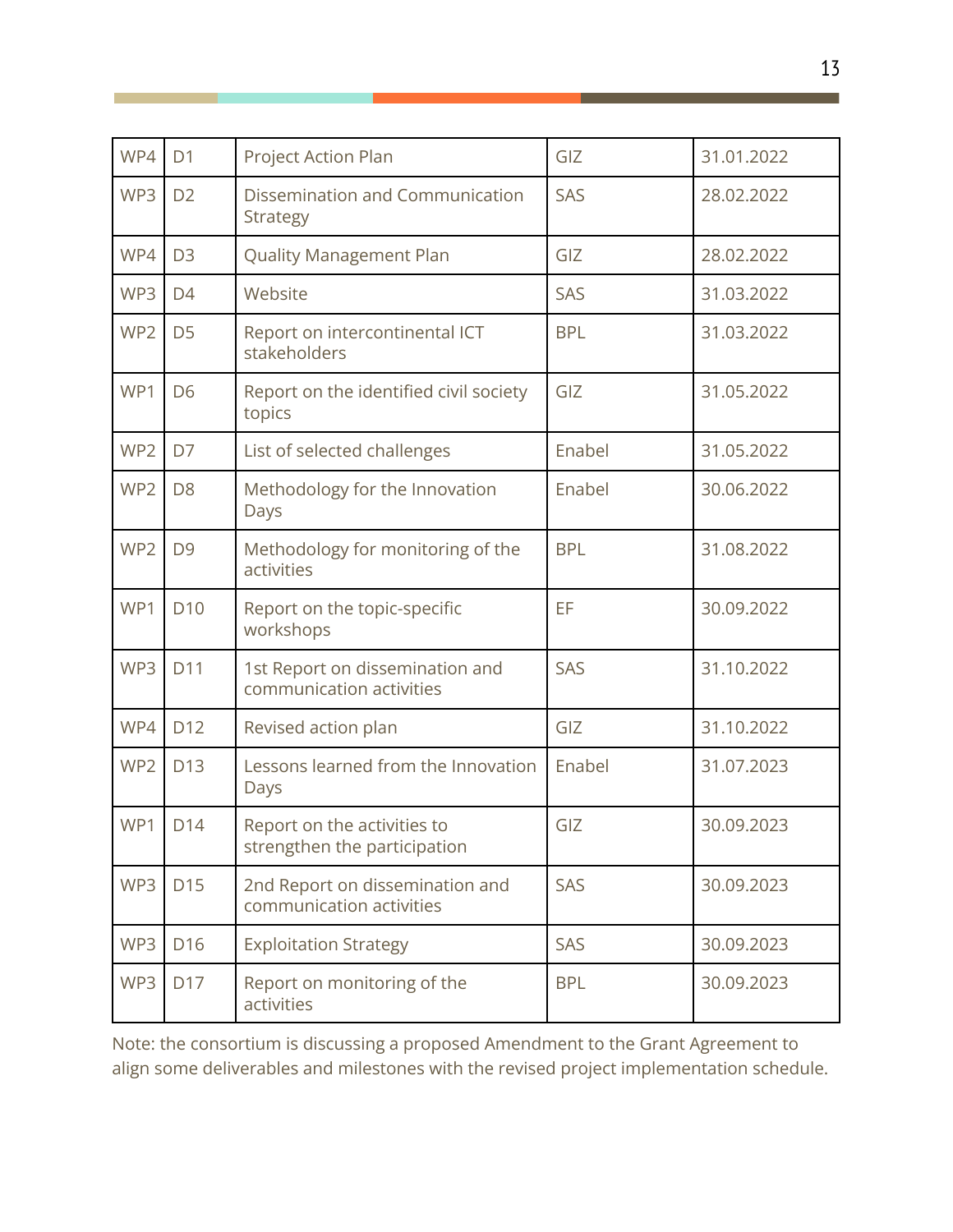| WP4 | D1 | Project Action Plan | GIZ | 31.01.2022 |
|---|---|---|---|---|
| WP3 | D2 | Dissemination and Communication Strategy | SAS | 28.02.2022 |
| WP4 | D3 | Quality Management Plan | GIZ | 28.02.2022 |
| WP3 | D4 | Website | SAS | 31.03.2022 |
| WP2 | D5 | Report on intercontinental ICT stakeholders | BPL | 31.03.2022 |
| WP1 | D6 | Report on the identified civil society topics | GIZ | 31.05.2022 |
| WP2 | D7 | List of selected challenges | Enabel | 31.05.2022 |
| WP2 | D8 | Methodology for the Innovation Days | Enabel | 30.06.2022 |
| WP2 | D9 | Methodology for monitoring of the activities | BPL | 31.08.2022 |
| WP1 | D10 | Report on the topic-specific workshops | EF | 30.09.2022 |
| WP3 | D11 | 1st Report on dissemination and communication activities | SAS | 31.10.2022 |
| WP4 | D12 | Revised action plan | GIZ | 31.10.2022 |
| WP2 | D13 | Lessons learned from the Innovation Days | Enabel | 31.07.2023 |
| WP1 | D14 | Report on the activities to strengthen the participation | GIZ | 30.09.2023 |
| WP3 | D15 | 2nd Report on dissemination and communication activities | SAS | 30.09.2023 |
| WP3 | D16 | Exploitation Strategy | SAS | 30.09.2023 |
| WP3 | D17 | Report on monitoring of the activities | BPL | 30.09.2023 |

Note: the consortium is discussing a proposed Amendment to the Grant Agreement to align some deliverables and milestones with the revised project implementation schedule.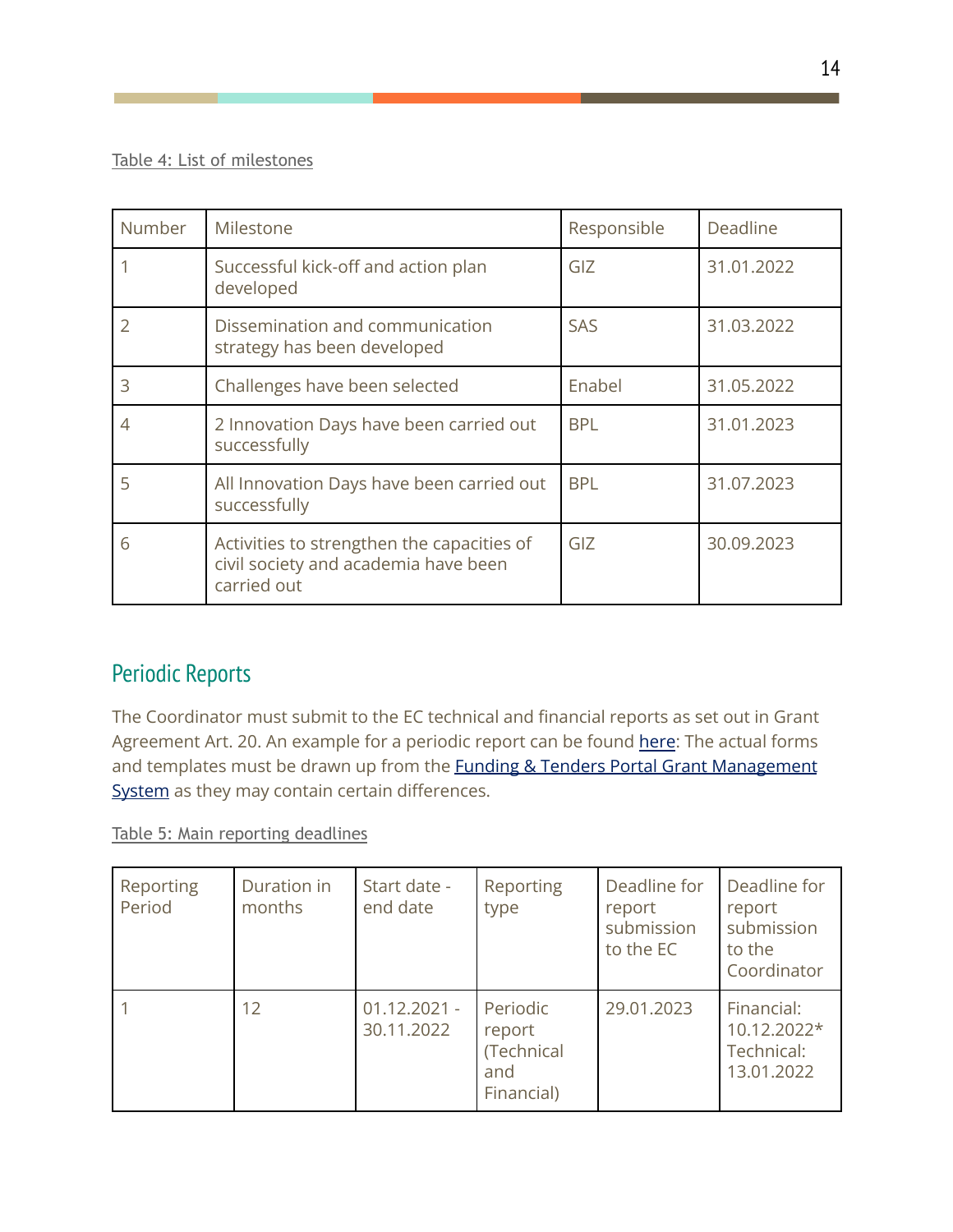Table 4: List of milestones

| Number | Milestone | Responsible | Deadline |
|---|---|---|---|
| 1 | Successful kick-off and action plan developed | GIZ | 31.01.2022 |
| 2 | Dissemination and communication strategy has been developed | SAS | 31.03.2022 |
| 3 | Challenges have been selected | Enabel | 31.05.2022 |
| 4 | 2 Innovation Days have been carried out successfully | BPL | 31.01.2023 |
| 5 | All Innovation Days have been carried out successfully | BPL | 31.07.2023 |
| 6 | Activities to strengthen the capacities of civil society and academia have been carried out | GIZ | 30.09.2023 |

## Periodic Reports

The Coordinator must submit to the EC technical and financial reports as set out in Grant Agreement Art. 20. An example for a periodic report can be found [here](): The actual forms and templates must be drawn up from the [Funding & Tenders Portal Grant Management System]() as they may contain certain differences.

Table 5: Main reporting deadlines

| Reporting Period | Duration in months | Start date - end date | Reporting type | Deadline for report submission to the EC | Deadline for report submission to the Coordinator |
|---|---|---|---|---|---|
| 1 | 12 | 01.12.2021 - 30.11.2022 | Periodic report (Technical and Financial) | 29.01.2023 | Financial: 10.12.2022* Technical: 13.01.2022 |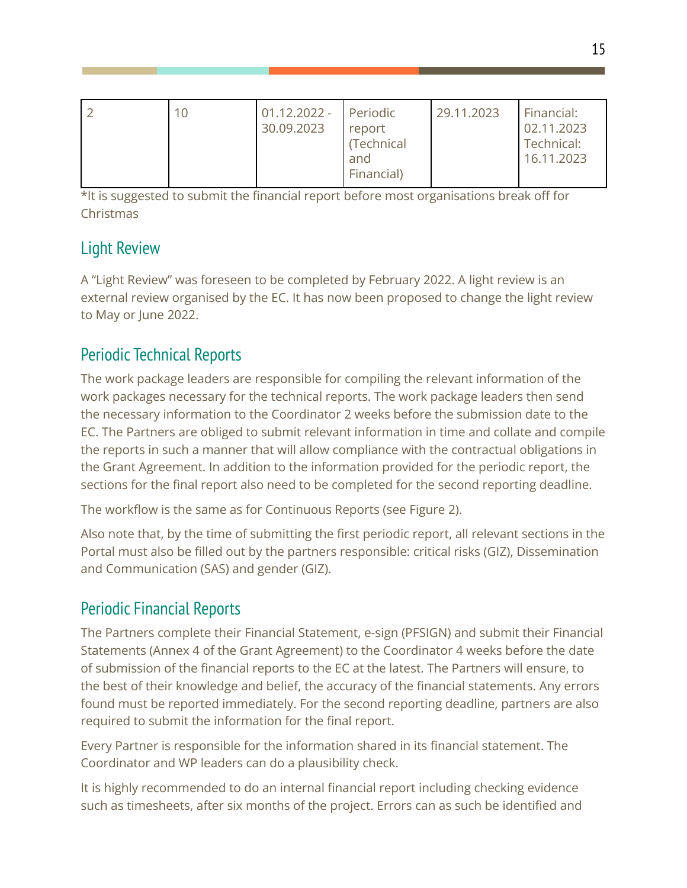| 2 | 10 | 01.12.2022 - 30.09.2023 | Periodic report (Technical and Financial) | 29.11.2023 | Financial: 02.11.2023 Technical: 16.11.2023 |
|---|---|---|---|---|---|

*It is suggested to submit the financial report before most organisations break off for Christmas

## Light Review

A "Light Review" was foreseen to be completed by February 2022. A light review is an external review organised by the EC. It has now been proposed to change the light review to May or June 2022.

## Periodic Technical Reports

The work package leaders are responsible for compiling the relevant information of the work packages necessary for the technical reports. The work package leaders then send the necessary information to the Coordinator 2 weeks before the submission date to the EC. The Partners are obliged to submit relevant information in time and collate and compile the reports in such a manner that will allow compliance with the contractual obligations in the Grant Agreement. In addition to the information provided for the periodic report, the sections for the final report also need to be completed for the second reporting deadline.

The workflow is the same as for Continuous Reports (see Figure 2).

Also note that, by the time of submitting the first periodic report, all relevant sections in the Portal must also be filled out by the partners responsible: critical risks (GIZ), Dissemination and Communication (SAS) and gender (GIZ).

## Periodic Financial Reports

The Partners complete their Financial Statement, e-sign (PFSIGN) and submit their Financial Statements (Annex 4 of the Grant Agreement) to the Coordinator 4 weeks before the date of submission of the financial reports to the EC at the latest. The Partners will ensure, to the best of their knowledge and belief, the accuracy of the financial statements. Any errors found must be reported immediately. For the second reporting deadline, partners are also required to submit the information for the final report.

Every Partner is responsible for the information shared in its financial statement. The Coordinator and WP leaders can do a plausibility check.

It is highly recommended to do an internal financial report including checking evidence such as timesheets, after six months of the project. Errors can as such be identified and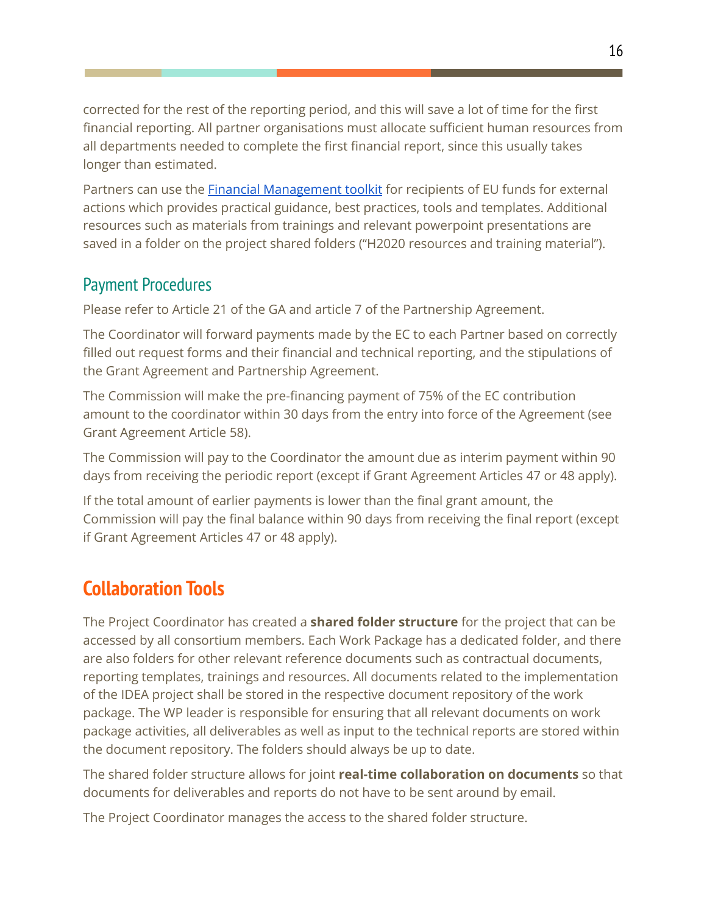corrected for the rest of the reporting period, and this will save a lot of time for the first financial reporting. All partner organisations must allocate sufficient human resources from all departments needed to complete the first financial report, since this usually takes longer than estimated.

Partners can use the [Financial Management toolkit]() for recipients of EU funds for external actions which provides practical guidance, best practices, tools and templates. Additional resources such as materials from trainings and relevant powerpoint presentations are saved in a folder on the project shared folders ("H2020 resources and training material").

## Payment Procedures

Please refer to Article 21 of the GA and article 7 of the Partnership Agreement.

The Coordinator will forward payments made by the EC to each Partner based on correctly filled out request forms and their financial and technical reporting, and the stipulations of the Grant Agreement and Partnership Agreement.

The Commission will make the pre-financing payment of 75% of the EC contribution amount to the coordinator within 30 days from the entry into force of the Agreement (see Grant Agreement Article 58).

The Commission will pay to the Coordinator the amount due as interim payment within 90 days from receiving the periodic report (except if Grant Agreement Articles 47 or 48 apply).

If the total amount of earlier payments is lower than the final grant amount, the Commission will pay the final balance within 90 days from receiving the final report (except if Grant Agreement Articles 47 or 48 apply).

# Collaboration Tools

The Project Coordinator has created a **shared folder structure** for the project that can be accessed by all consortium members. Each Work Package has a dedicated folder, and there are also folders for other relevant reference documents such as contractual documents, reporting templates, trainings and resources. All documents related to the implementation of the IDEA project shall be stored in the respective document repository of the work package. The WP leader is responsible for ensuring that all relevant documents on work package activities, all deliverables as well as input to the technical reports are stored within the document repository. The folders should always be up to date.

The shared folder structure allows for joint **real-time collaboration on documents** so that documents for deliverables and reports do not have to be sent around by email.

The Project Coordinator manages the access to the shared folder structure.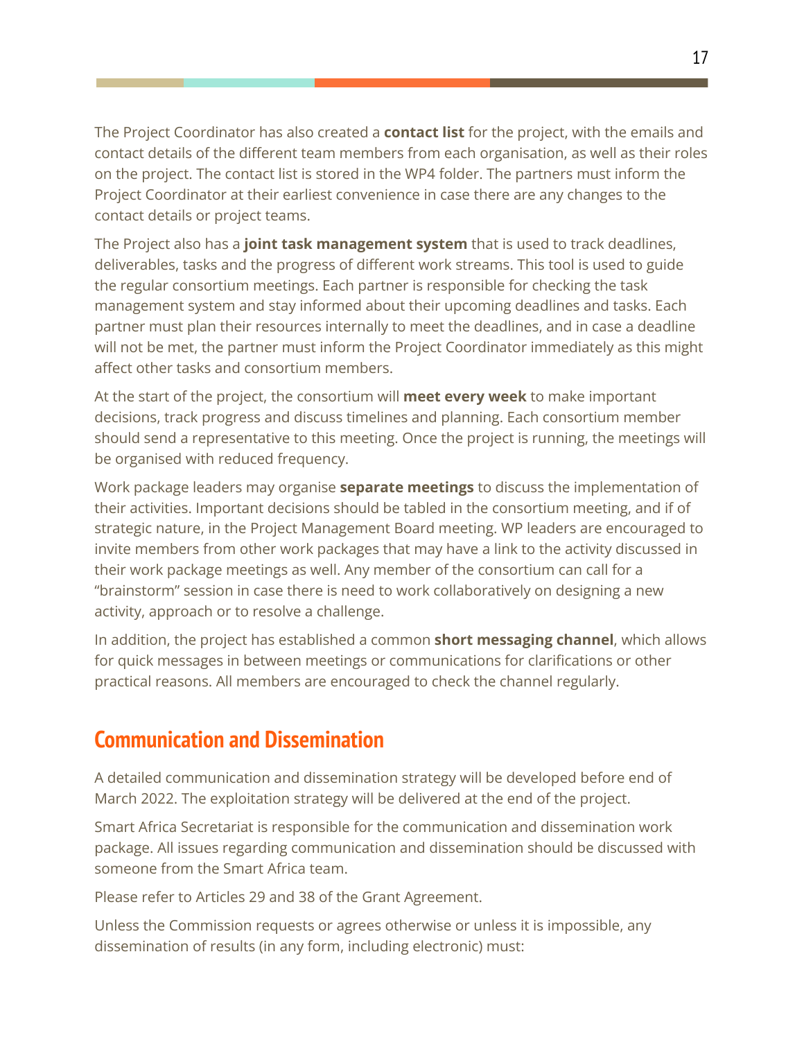The Project Coordinator has also created a **contact list** for the project, with the emails and contact details of the different team members from each organisation, as well as their roles on the project. The contact list is stored in the WP4 folder. The partners must inform the Project Coordinator at their earliest convenience in case there are any changes to the contact details or project teams.

The Project also has a **joint task management system** that is used to track deadlines, deliverables, tasks and the progress of different work streams. This tool is used to guide the regular consortium meetings. Each partner is responsible for checking the task management system and stay informed about their upcoming deadlines and tasks. Each partner must plan their resources internally to meet the deadlines, and in case a deadline will not be met, the partner must inform the Project Coordinator immediately as this might affect other tasks and consortium members.

At the start of the project, the consortium will **meet every week** to make important decisions, track progress and discuss timelines and planning. Each consortium member should send a representative to this meeting. Once the project is running, the meetings will be organised with reduced frequency.

Work package leaders may organise **separate meetings** to discuss the implementation of their activities. Important decisions should be tabled in the consortium meeting, and if of strategic nature, in the Project Management Board meeting. WP leaders are encouraged to invite members from other work packages that may have a link to the activity discussed in their work package meetings as well. Any member of the consortium can call for a "brainstorm" session in case there is need to work collaboratively on designing a new activity, approach or to resolve a challenge.

In addition, the project has established a common **short messaging channel**, which allows for quick messages in between meetings or communications for clarifications or other practical reasons. All members are encouraged to check the channel regularly.

## Communication and Dissemination

A detailed communication and dissemination strategy will be developed before end of March 2022. The exploitation strategy will be delivered at the end of the project.

Smart Africa Secretariat is responsible for the communication and dissemination work package. All issues regarding communication and dissemination should be discussed with someone from the Smart Africa team.

Please refer to Articles 29 and 38 of the Grant Agreement.

Unless the Commission requests or agrees otherwise or unless it is impossible, any dissemination of results (in any form, including electronic) must: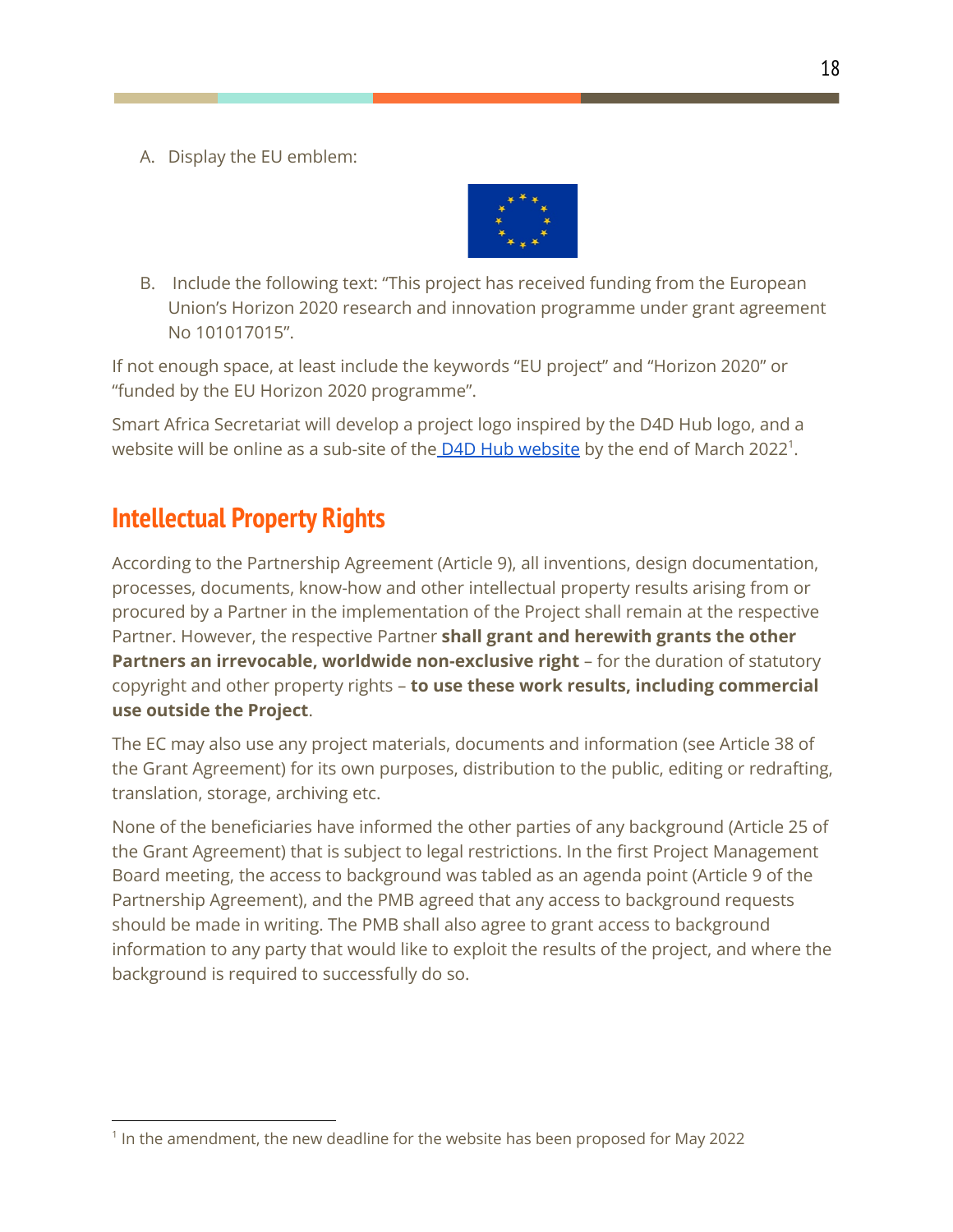A. Display the EU emblem:

B. Include the following text: "This project has received funding from the European Union's Horizon 2020 research and innovation programme under grant agreement No 101017015".

If not enough space, at least include the keywords "EU project" and "Horizon 2020" or "funded by the EU Horizon 2020 programme".

Smart Africa Secretariat will develop a project logo inspired by the D4D Hub logo, and a website will be online as a sub-site of the D4D Hub website by the end of March 2022[1].

## Intellectual Property Rights

According to the Partnership Agreement (Article 9), all inventions, design documentation, processes, documents, know-how and other intellectual property results arising from or procured by a Partner in the implementation of the Project shall remain at the respective Partner. However, the respective Partner **shall grant and herewith grants the other Partners an irrevocable, worldwide non-exclusive right** – for the duration of statutory copyright and other property rights – **to use these work results, including commercial use outside the Project**.

The EC may also use any project materials, documents and information (see Article 38 of the Grant Agreement) for its own purposes, distribution to the public, editing or redrafting, translation, storage, archiving etc.

None of the beneficiaries have informed the other parties of any background (Article 25 of the Grant Agreement) that is subject to legal restrictions. In the first Project Management Board meeting, the access to background was tabled as an agenda point (Article 9 of the Partnership Agreement), and the PMB agreed that any access to background requests should be made in writing. The PMB shall also agree to grant access to background information to any party that would like to exploit the results of the project, and where the background is required to successfully do so.

[1] In the amendment, the new deadline for the website has been proposed for May 2022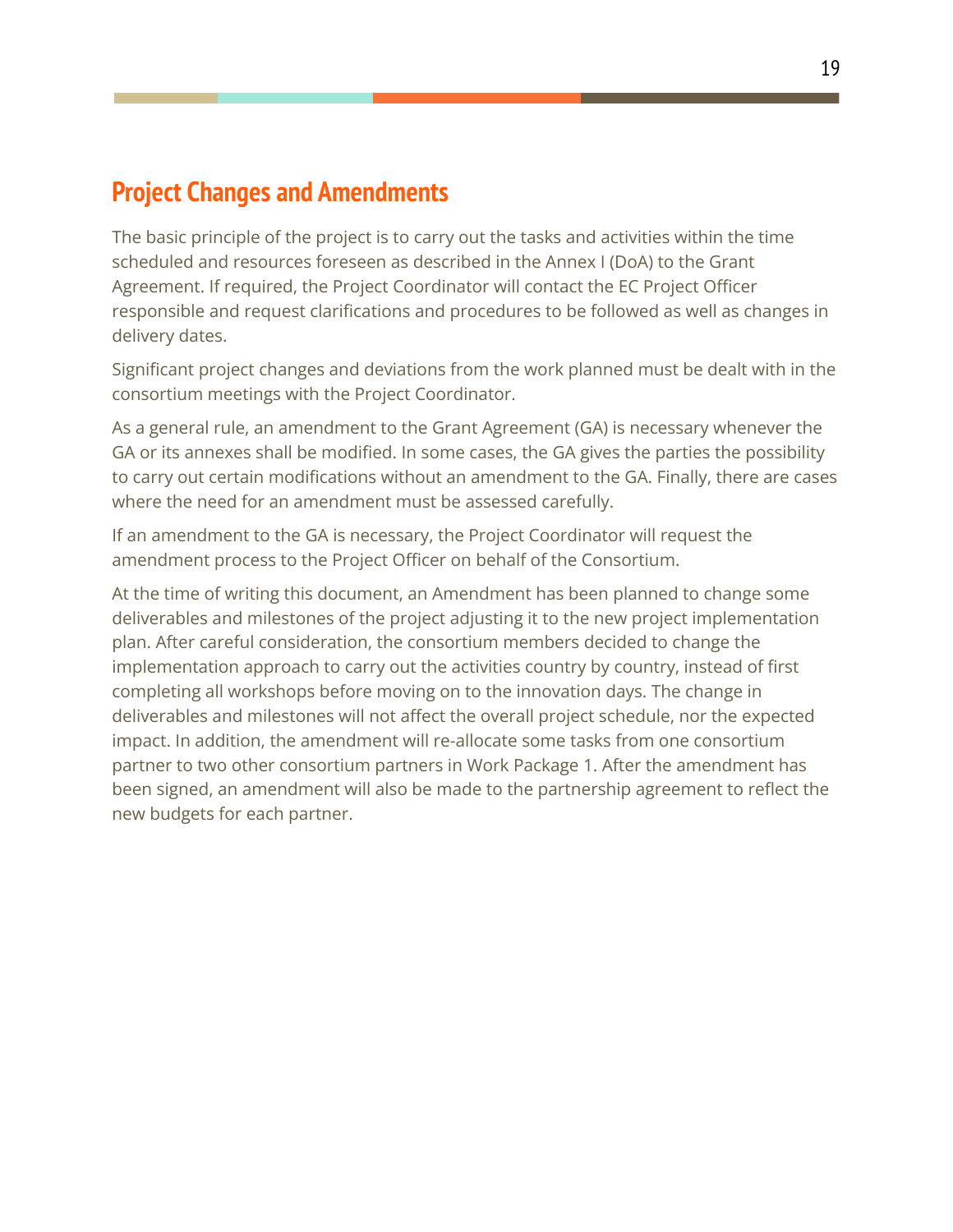## Project Changes and Amendments

The basic principle of the project is to carry out the tasks and activities within the time scheduled and resources foreseen as described in the Annex I (DoA) to the Grant Agreement. If required, the Project Coordinator will contact the EC Project Officer responsible and request clarifications and procedures to be followed as well as changes in delivery dates.

Significant project changes and deviations from the work planned must be dealt with in the consortium meetings with the Project Coordinator.

As a general rule, an amendment to the Grant Agreement (GA) is necessary whenever the GA or its annexes shall be modified. In some cases, the GA gives the parties the possibility to carry out certain modifications without an amendment to the GA. Finally, there are cases where the need for an amendment must be assessed carefully.

If an amendment to the GA is necessary, the Project Coordinator will request the amendment process to the Project Officer on behalf of the Consortium.

At the time of writing this document, an Amendment has been planned to change some deliverables and milestones of the project adjusting it to the new project implementation plan. After careful consideration, the consortium members decided to change the implementation approach to carry out the activities country by country, instead of first completing all workshops before moving on to the innovation days. The change in deliverables and milestones will not affect the overall project schedule, nor the expected impact. In addition, the amendment will re-allocate some tasks from one consortium partner to two other consortium partners in Work Package 1. After the amendment has been signed, an amendment will also be made to the partnership agreement to reflect the new budgets for each partner.